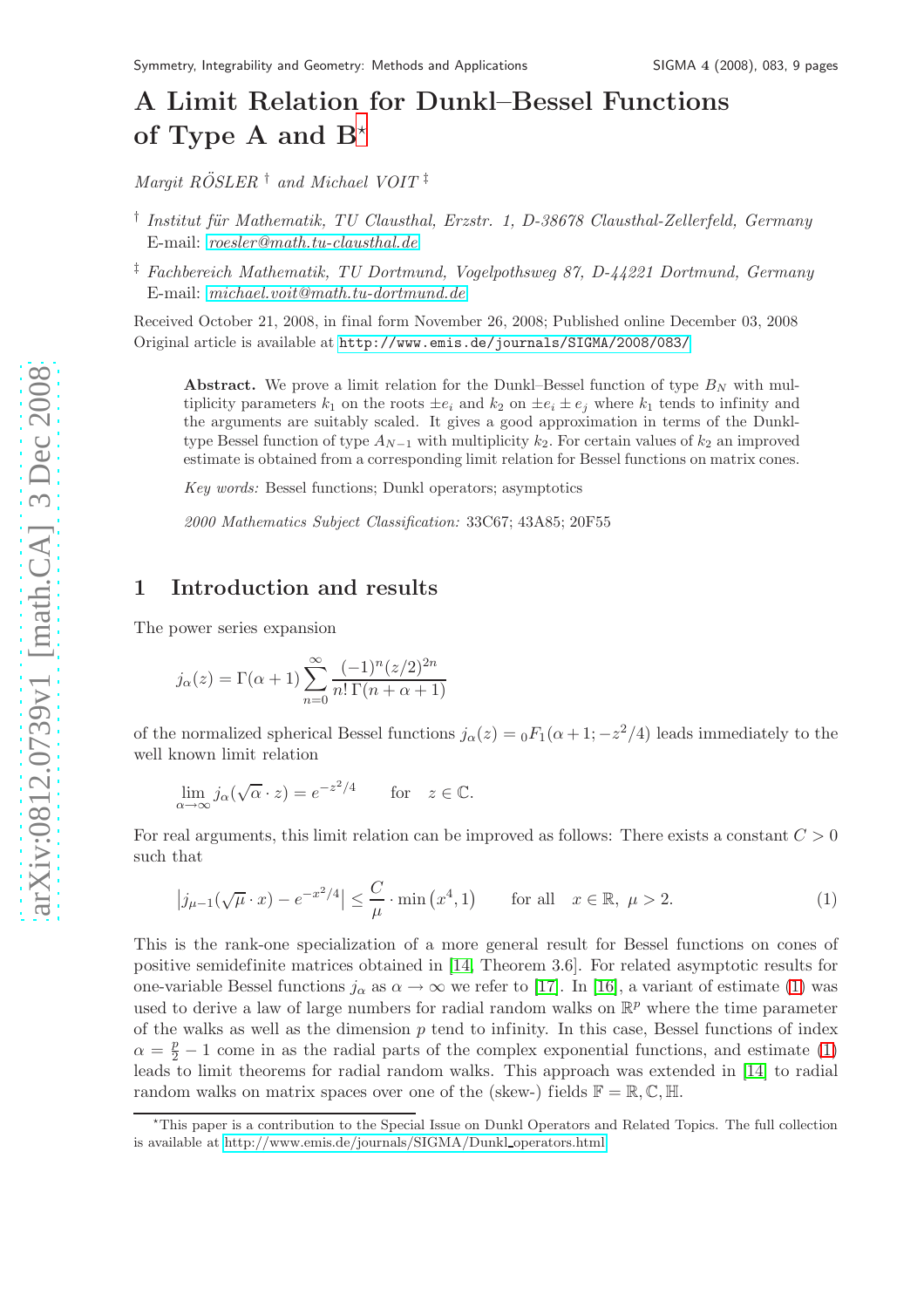# A Limit Relation for Dunkl–Bessel Functions of Type A and B[⋆]

*Margit RÖSLER* [†] *and Michael VOIT* [‡]

[†] *Institut für Mathematik, TU Clausthal, Erzstr. 1, D-38678 Clausthal-Zellerfeld, Germany*
E-mail: *roesler@math.tu-clausthal.de*

[‡] *Fachbereich Mathematik, TU Dortmund, Vogelpothsweg 87, D-44221 Dortmund, Germany*
E-mail: *michael.voit@math.tu-dortmund.de*

Received October 21, 2008, in final form November 26, 2008; Published online December 03, 2008
Original article is available at http://www.emis.de/journals/SIGMA/2008/083/

**Abstract.** We prove a limit relation for the Dunkl–Bessel function of type $B_N$ with multiplicity parameters $k_1$ on the roots $\pm e_i$ and $k_2$ on $\pm e_i \pm e_j$ where $k_1$ tends to infinity and the arguments are suitably scaled. It gives a good approximation in terms of the Dunkl-type Bessel function of type $A_{N-1}$ with multiplicity $k_2$. For certain values of $k_2$ an improved estimate is obtained from a corresponding limit relation for Bessel functions on matrix cones.

*Key words:* Bessel functions; Dunkl operators; asymptotics

*2000 Mathematics Subject Classification:* 33C67; 43A85; 20F55

## 1 Introduction and results

The power series expansion

$$j_\alpha(z) = \Gamma(\alpha+1)\sum_{n=0}^{\infty}\frac{(-1)^n(z/2)^{2n}}{n!\,\Gamma(n+\alpha+1)}$$

of the normalized spherical Bessel functions $j_\alpha(z) = {}_0F_1(\alpha+1; -z^2/4)$ leads immediately to the well known limit relation

$$\lim_{\alpha\to\infty} j_\alpha(\sqrt{\alpha}\cdot z) = e^{-z^2/4} \qquad \text{for} \quad z\in\mathbb{C}.$$

For real arguments, this limit relation can be improved as follows: There exists a constant $C > 0$ such that

$$\big|j_{\mu-1}(\sqrt{\mu}\cdot x) - e^{-x^2/4}\big| \le \frac{C}{\mu}\cdot\min\big(x^4, 1\big) \qquad \text{for all} \quad x\in\mathbb{R},\ \mu > 2. \tag{1}$$

This is the rank-one specialization of a more general result for Bessel functions on cones of positive semidefinite matrices obtained in [14, Theorem 3.6]. For related asymptotic results for one-variable Bessel functions $j_\alpha$ as $\alpha\to\infty$ we refer to [17]. In [16], a variant of estimate (1) was used to derive a law of large numbers for radial random walks on $\mathbb{R}^p$ where the time parameter of the walks as well as the dimension $p$ tend to infinity. In this case, Bessel functions of index $\alpha = \frac{p}{2} - 1$ come in as the radial parts of the complex exponential functions, and estimate (1) leads to limit theorems for radial random walks. This approach was extended in [14] to radial random walks on matrix spaces over one of the (skew-) fields $\mathbb{F} = \mathbb{R}, \mathbb{C}, \mathbb{H}$.

[⋆]This paper is a contribution to the Special Issue on Dunkl Operators and Related Topics. The full collection is available at http://www.emis.de/journals/SIGMA/Dunkl_operators.html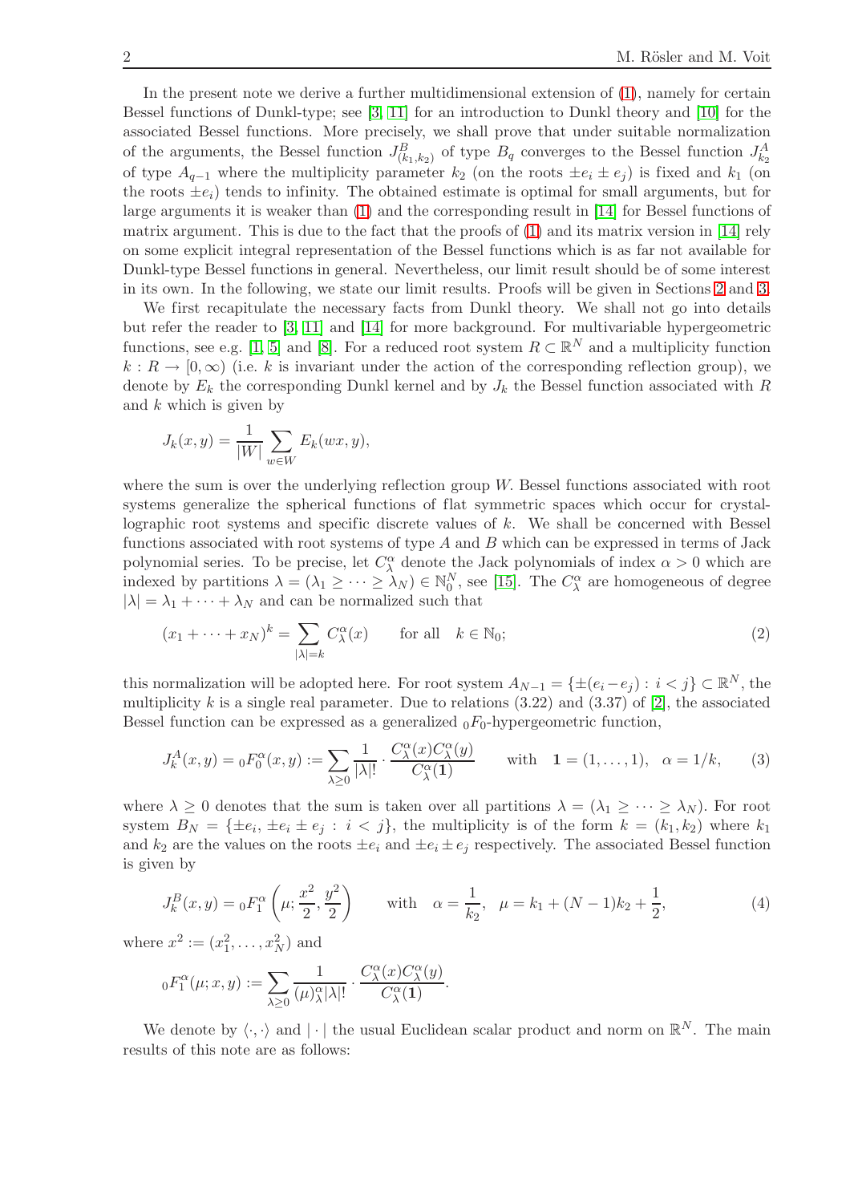In the present note we derive a further multidimensional extension of (1), namely for certain Bessel functions of Dunkl-type; see [3, 11] for an introduction to Dunkl theory and [10] for the associated Bessel functions. More precisely, we shall prove that under suitable normalization of the arguments, the Bessel function $J^B_{(k_1,k_2)}$ of type $B_q$ converges to the Bessel function $J^A_{k_2}$ of type $A_{q-1}$ where the multiplicity parameter $k_2$ (on the roots $\pm e_i \pm e_j$) is fixed and $k_1$ (on the roots $\pm e_i$) tends to infinity. The obtained estimate is optimal for small arguments, but for large arguments it is weaker than (1) and the corresponding result in [14] for Bessel functions of matrix argument. This is due to the fact that the proofs of (1) and its matrix version in [14] rely on some explicit integral representation of the Bessel functions which is as far not available for Dunkl-type Bessel functions in general. Nevertheless, our limit result should be of some interest in its own. In the following, we state our limit results. Proofs will be given in Sections 2 and 3.

We first recapitulate the necessary facts from Dunkl theory. We shall not go into details but refer the reader to [3, 11] and [14] for more background. For multivariable hypergeometric functions, see e.g. [1, 5] and [8]. For a reduced root system $R \subset \mathbb{R}^N$ and a multiplicity function $k : R \to [0, \infty)$ (i.e. $k$ is invariant under the action of the corresponding reflection group), we denote by $E_k$ the corresponding Dunkl kernel and by $J_k$ the Bessel function associated with $R$ and $k$ which is given by

$$J_k(x, y) = \frac{1}{|W|} \sum_{w \in W} E_k(wx, y),$$

where the sum is over the underlying reflection group $W$. Bessel functions associated with root systems generalize the spherical functions of flat symmetric spaces which occur for crystallographic root systems and specific discrete values of $k$. We shall be concerned with Bessel functions associated with root systems of type $A$ and $B$ which can be expressed in terms of Jack polynomial series. To be precise, let $C^\alpha_\lambda$ denote the Jack polynomials of index $\alpha > 0$ which are indexed by partitions $\lambda = (\lambda_1 \geq \cdots \geq \lambda_N) \in \mathbb{N}_0^N$, see [15]. The $C^\alpha_\lambda$ are homogeneous of degree $|\lambda| = \lambda_1 + \cdots + \lambda_N$ and can be normalized such that

$$(x_1 + \cdots + x_N)^k = \sum_{|\lambda| = k} C^\alpha_\lambda(x) \qquad \text{for all} \quad k \in \mathbb{N}_0; \tag{2}$$

this normalization will be adopted here. For root system $A_{N-1} = \{\pm(e_i - e_j) : i < j\} \subset \mathbb{R}^N$, the multiplicity $k$ is a single real parameter. Due to relations (3.22) and (3.37) of [2], the associated Bessel function can be expressed as a generalized ${}_0F_0$-hypergeometric function,

$$J^A_k(x, y) = {}_0F^\alpha_0(x, y) := \sum_{\lambda \geq 0} \frac{1}{|\lambda|!} \cdot \frac{C^\alpha_\lambda(x) C^\alpha_\lambda(y)}{C^\alpha_\lambda(\mathbf{1})} \qquad \text{with} \quad \mathbf{1} = (1, \ldots, 1), \quad \alpha = 1/k, \tag{3}$$

where $\lambda \geq 0$ denotes that the sum is taken over all partitions $\lambda = (\lambda_1 \geq \cdots \geq \lambda_N)$. For root system $B_N = \{\pm e_i, \pm e_i \pm e_j : i < j\}$, the multiplicity is of the form $k = (k_1, k_2)$ where $k_1$ and $k_2$ are the values on the roots $\pm e_i$ and $\pm e_i \pm e_j$ respectively. The associated Bessel function is given by

$$J^B_k(x, y) = {}_0F^\alpha_1\left(\mu; \frac{x^2}{2}, \frac{y^2}{2}\right) \qquad \text{with} \quad \alpha = \frac{1}{k_2}, \quad \mu = k_1 + (N-1)k_2 + \frac{1}{2}, \tag{4}$$

where $x^2 := (x_1^2, \ldots, x_N^2)$ and

$${}_0F^\alpha_1(\mu; x, y) := \sum_{\lambda \geq 0} \frac{1}{(\mu)^\alpha_\lambda |\lambda|!} \cdot \frac{C^\alpha_\lambda(x) C^\alpha_\lambda(y)}{C^\alpha_\lambda(\mathbf{1})}.$$

We denote by $\langle \cdot, \cdot \rangle$ and $|\cdot|$ the usual Euclidean scalar product and norm on $\mathbb{R}^N$. The main results of this note are as follows: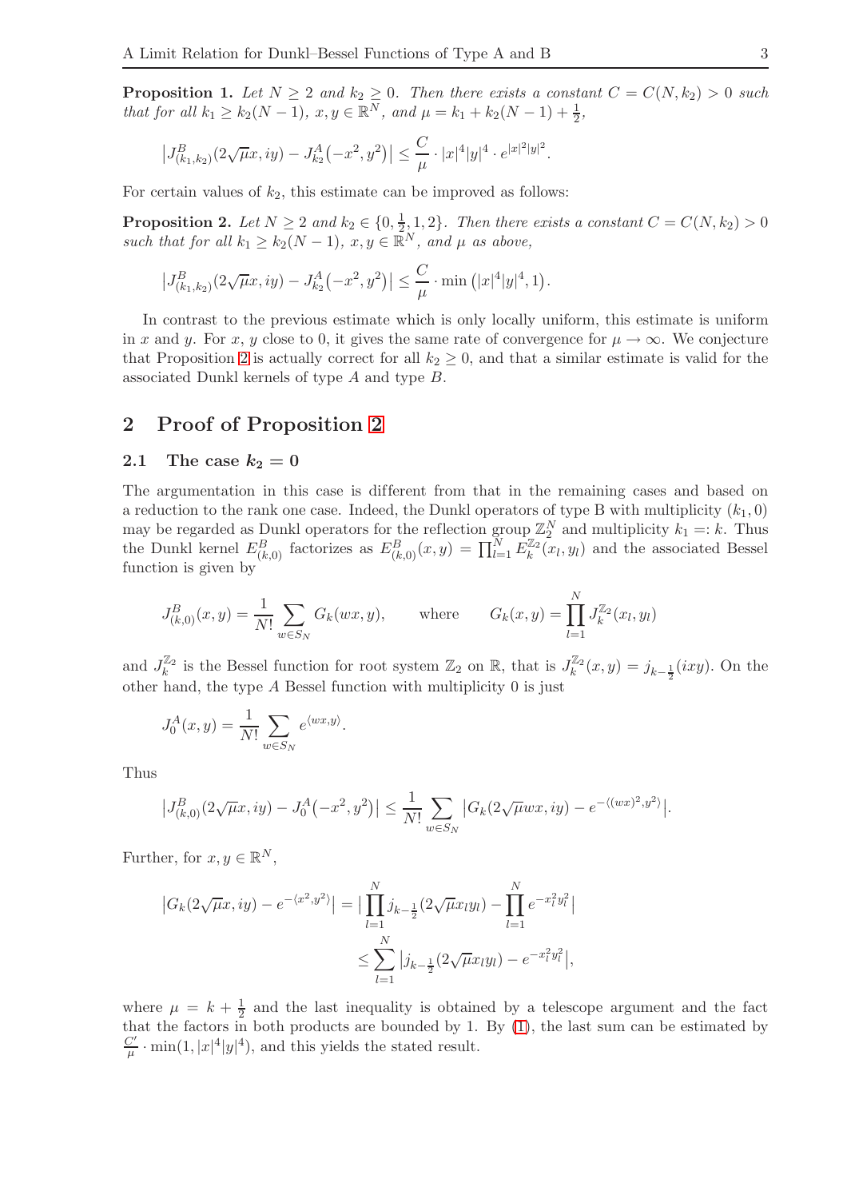**Proposition 1.** *Let $N \geq 2$ and $k_2 \geq 0$. Then there exists a constant $C = C(N, k_2) > 0$ such that for all $k_1 \geq k_2(N-1)$, $x, y \in \mathbb{R}^N$, and $\mu = k_1 + k_2(N-1) + \frac{1}{2}$,*

$$\big|J^B_{(k_1,k_2)}(2\sqrt{\mu}x, iy) - J^A_{k_2}\big(-x^2, y^2\big)\big| \leq \frac{C}{\mu} \cdot |x|^4|y|^4 \cdot e^{|x|^2|y|^2}.$$

For certain values of $k_2$, this estimate can be improved as follows:

**Proposition 2.** *Let $N \geq 2$ and $k_2 \in \{0, \frac{1}{2}, 1, 2\}$. Then there exists a constant $C = C(N, k_2) > 0$ such that for all $k_1 \geq k_2(N-1)$, $x, y \in \mathbb{R}^N$, and $\mu$ as above,*

$$\big|J^B_{(k_1,k_2)}(2\sqrt{\mu}x, iy) - J^A_{k_2}\big(-x^2, y^2\big)\big| \leq \frac{C}{\mu} \cdot \min\big(|x|^4|y|^4, 1\big).$$

In contrast to the previous estimate which is only locally uniform, this estimate is uniform in $x$ and $y$. For $x$, $y$ close to 0, it gives the same rate of convergence for $\mu \to \infty$. We conjecture that Proposition 2 is actually correct for all $k_2 \geq 0$, and that a similar estimate is valid for the associated Dunkl kernels of type $A$ and type $B$.

## 2 Proof of Proposition 2

### 2.1 The case $k_2 = 0$

The argumentation in this case is different from that in the remaining cases and based on a reduction to the rank one case. Indeed, the Dunkl operators of type B with multiplicity $(k_1, 0)$ may be regarded as Dunkl operators for the reflection group $\mathbb{Z}_2^N$ and multiplicity $k_1 =: k$. Thus the Dunkl kernel $E^B_{(k,0)}$ factorizes as $E^B_{(k,0)}(x, y) = \prod_{l=1}^N E_k^{\mathbb{Z}_2}(x_l, y_l)$ and the associated Bessel function is given by

$$J^B_{(k,0)}(x, y) = \frac{1}{N!}\sum_{w \in S_N} G_k(wx, y), \qquad \text{where} \qquad G_k(x, y) = \prod_{l=1}^N J_k^{\mathbb{Z}_2}(x_l, y_l)$$

and $J_k^{\mathbb{Z}_2}$ is the Bessel function for root system $\mathbb{Z}_2$ on $\mathbb{R}$, that is $J_k^{\mathbb{Z}_2}(x, y) = j_{k-\frac{1}{2}}(ixy)$. On the other hand, the type $A$ Bessel function with multiplicity 0 is just

$$J_0^A(x, y) = \frac{1}{N!}\sum_{w \in S_N} e^{\langle wx, y\rangle}.$$

Thus

$$\big|J^B_{(k,0)}(2\sqrt{\mu}x, iy) - J_0^A\big(-x^2, y^2\big)\big| \leq \frac{1}{N!}\sum_{w \in S_N}\big|G_k(2\sqrt{\mu}wx, iy) - e^{-\langle (wx)^2, y^2\rangle}\big|.$$

Further, for $x, y \in \mathbb{R}^N$,

$$\begin{aligned}\big|G_k(2\sqrt{\mu}x, iy) - e^{-\langle x^2, y^2\rangle}\big| &= \Big|\prod_{l=1}^N j_{k-\frac{1}{2}}(2\sqrt{\mu}x_l y_l) - \prod_{l=1}^N e^{-x_l^2 y_l^2}\Big| \\ &\leq \sum_{l=1}^N \big|j_{k-\frac{1}{2}}(2\sqrt{\mu}x_l y_l) - e^{-x_l^2 y_l^2}\big|,\end{aligned}$$

where $\mu = k + \frac{1}{2}$ and the last inequality is obtained by a telescope argument and the fact that the factors in both products are bounded by 1. By (1), the last sum can be estimated by $\frac{C'}{\mu} \cdot \min(1, |x|^4|y|^4)$, and this yields the stated result.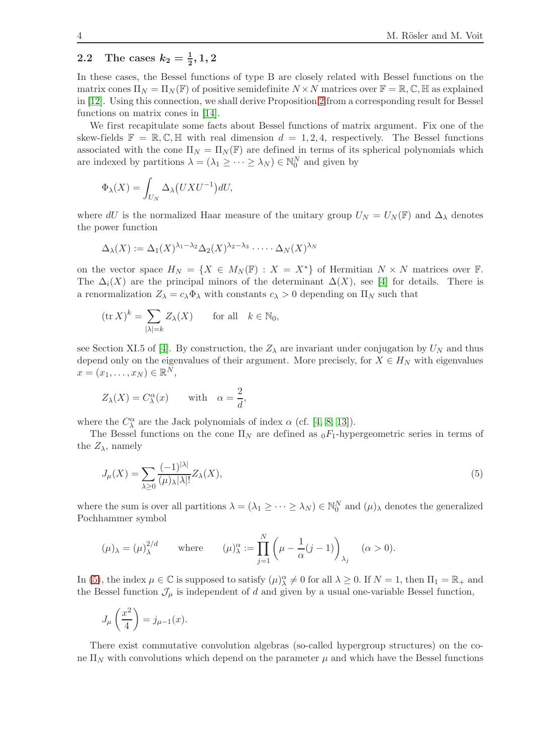## 2.2 The cases $k_2 = \frac{1}{2}, 1, 2$

In these cases, the Bessel functions of type B are closely related with Bessel functions on the matrix cones $\Pi_N = \Pi_N(\mathbb{F})$ of positive semidefinite $N \times N$ matrices over $\mathbb{F} = \mathbb{R}, \mathbb{C}, \mathbb{H}$ as explained in [12]. Using this connection, we shall derive Proposition 2 from a corresponding result for Bessel functions on matrix cones in [14].

We first recapitulate some facts about Bessel functions of matrix argument. Fix one of the skew-fields $\mathbb{F} = \mathbb{R}, \mathbb{C}, \mathbb{H}$ with real dimension $d = 1, 2, 4$, respectively. The Bessel functions associated with the cone $\Pi_N = \Pi_N(\mathbb{F})$ are defined in terms of its spherical polynomials which are indexed by partitions $\lambda = (\lambda_1 \geq \cdots \geq \lambda_N) \in \mathbb{N}_0^N$ and given by

$$\Phi_\lambda(X) = \int_{U_N} \Delta_\lambda\big(UXU^{-1}\big)dU,$$

where $dU$ is the normalized Haar measure of the unitary group $U_N = U_N(\mathbb{F})$ and $\Delta_\lambda$ denotes the power function

$$\Delta_\lambda(X) := \Delta_1(X)^{\lambda_1-\lambda_2}\Delta_2(X)^{\lambda_2-\lambda_3}\cdot\dots\cdot\Delta_N(X)^{\lambda_N}$$

on the vector space $H_N = \{X \in M_N(\mathbb{F}) : X = X^*\}$ of Hermitian $N \times N$ matrices over $\mathbb{F}$. The $\Delta_i(X)$ are the principal minors of the determinant $\Delta(X)$, see [4] for details. There is a renormalization $Z_\lambda = c_\lambda \Phi_\lambda$ with constants $c_\lambda > 0$ depending on $\Pi_N$ such that

$$(\operatorname{tr} X)^k = \sum_{|\lambda|=k} Z_\lambda(X) \qquad \text{for all} \quad k \in \mathbb{N}_0,$$

see Section XI.5 of [4]. By construction, the $Z_\lambda$ are invariant under conjugation by $U_N$ and thus depend only on the eigenvalues of their argument. More precisely, for $X \in H_N$ with eigenvalues $x = (x_1, \ldots, x_N) \in \mathbb{R}^N$,

$$Z_\lambda(X) = C_\lambda^\alpha(x) \qquad \text{with} \quad \alpha = \frac{2}{d},$$

where the $C_\lambda^\alpha$ are the Jack polynomials of index $\alpha$ (cf. [4, 8, 13]).

The Bessel functions on the cone $\Pi_N$ are defined as ${}_0F_1$-hypergeometric series in terms of the $Z_\lambda$, namely

$$J_\mu(X) = \sum_{\lambda \geq 0} \frac{(-1)^{|\lambda|}}{(\mu)_\lambda |\lambda|!} Z_\lambda(X), \tag{5}$$

where the sum is over all partitions $\lambda = (\lambda_1 \geq \cdots \geq \lambda_N) \in \mathbb{N}_0^N$ and $(\mu)_\lambda$ denotes the generalized Pochhammer symbol

$$(\mu)_\lambda = (\mu)_\lambda^{2/d} \qquad \text{where} \qquad (\mu)_\lambda^\alpha := \prod_{j=1}^N \left(\mu - \frac{1}{\alpha}(j-1)\right)_{\lambda_j} \qquad (\alpha > 0).$$

In (5), the index $\mu \in \mathbb{C}$ is supposed to satisfy $(\mu)_\lambda^\alpha \neq 0$ for all $\lambda \geq 0$. If $N = 1$, then $\Pi_1 = \mathbb{R}_+$ and the Bessel function $\mathcal{J}_\mu$ is independent of $d$ and given by a usual one-variable Bessel function,

$$J_\mu\left(\frac{x^2}{4}\right) = j_{\mu-1}(x).$$

There exist commutative convolution algebras (so-called hypergroup structures) on the cone $\Pi_N$ with convolutions which depend on the parameter $\mu$ and which have the Bessel functions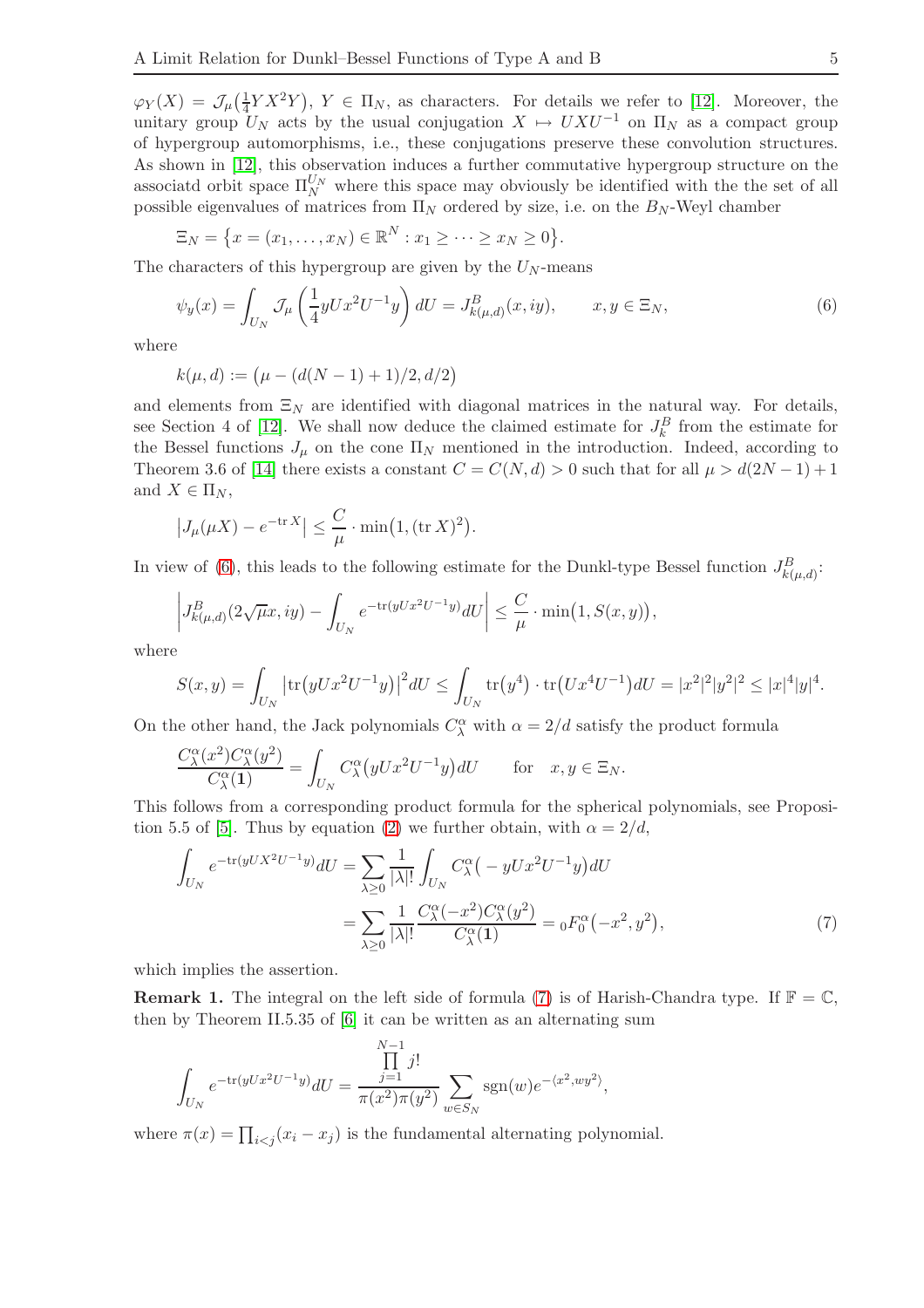$\varphi_Y(X) = \mathcal{J}_\mu\big(\frac{1}{4}YX^2Y\big)$, $Y \in \Pi_N$, as characters. For details we refer to [12]. Moreover, the unitary group $U_N$ acts by the usual conjugation $X \mapsto UXU^{-1}$ on $\Pi_N$ as a compact group of hypergroup automorphisms, i.e., these conjugations preserve these convolution structures. As shown in [12], this observation induces a further commutative hypergroup structure on the associatd orbit space $\Pi_N^{U_N}$ where this space may obviously be identified with the the set of all possible eigenvalues of matrices from $\Pi_N$ ordered by size, i.e. on the $B_N$-Weyl chamber

$$\Xi_N = \big\{x = (x_1, \ldots, x_N) \in \mathbb{R}^N : x_1 \geq \cdots \geq x_N \geq 0\big\}.$$

The characters of this hypergroup are given by the $U_N$-means

$$\psi_y(x) = \int_{U_N} \mathcal{J}_\mu\left(\frac{1}{4} yUx^2U^{-1}y\right) dU = J^B_{k(\mu,d)}(x, iy), \qquad x, y \in \Xi_N, \tag{6}$$

where

$$k(\mu, d) := \big(\mu - (d(N-1)+1)/2, d/2\big)$$

and elements from $\Xi_N$ are identified with diagonal matrices in the natural way. For details, see Section 4 of [12]. We shall now deduce the claimed estimate for $J^B_k$ from the estimate for the Bessel functions $J_\mu$ on the cone $\Pi_N$ mentioned in the introduction. Indeed, according to Theorem 3.6 of [14] there exists a constant $C = C(N, d) > 0$ such that for all $\mu > d(2N-1)+1$ and $X \in \Pi_N$,

$$\big|J_\mu(\mu X) - e^{-\operatorname{tr} X}\big| \leq \frac{C}{\mu} \cdot \min\big(1, (\operatorname{tr} X)^2\big).$$

In view of (6), this leads to the following estimate for the Dunkl-type Bessel function $J^B_{k(\mu,d)}$:

$$\left| J^B_{k(\mu,d)}(2\sqrt{\mu}x, iy) - \int_{U_N} e^{-\operatorname{tr}(yUx^2U^{-1}y)} dU \right| \leq \frac{C}{\mu} \cdot \min\big(1, S(x,y)\big),$$

where

$$S(x,y) = \int_{U_N} \big|\operatorname{tr}\big(yUx^2U^{-1}y\big)\big|^2 dU \leq \int_{U_N} \operatorname{tr}\big(y^4\big) \cdot \operatorname{tr}\big(Ux^4U^{-1}\big) dU = |x^2|^2 |y^2|^2 \leq |x|^4 |y|^4.$$

On the other hand, the Jack polynomials $C^\alpha_\lambda$ with $\alpha = 2/d$ satisfy the product formula

$$\frac{C^\alpha_\lambda(x^2) C^\alpha_\lambda(y^2)}{C^\alpha_\lambda(\mathbf{1})} = \int_{U_N} C^\alpha_\lambda\big(yUx^2U^{-1}y\big) dU \qquad \text{for} \quad x, y \in \Xi_N.$$

This follows from a corresponding product formula for the spherical polynomials, see Proposition 5.5 of [5]. Thus by equation (2) we further obtain, with $\alpha = 2/d$,

$$\begin{aligned}
\int_{U_N} e^{-\operatorname{tr}(yUX^2U^{-1}y)} dU &= \sum_{\lambda \geq 0} \frac{1}{|\lambda|!} \int_{U_N} C^\alpha_\lambda\big(-yUx^2U^{-1}y\big) dU \\
&= \sum_{\lambda \geq 0} \frac{1}{|\lambda|!} \frac{C^\alpha_\lambda(-x^2) C^\alpha_\lambda(y^2)}{C^\alpha_\lambda(\mathbf{1})} = {}_0F^\alpha_0\big(-x^2, y^2\big),
\end{aligned} \tag{7}$$

which implies the assertion.

**Remark 1.** The integral on the left side of formula (7) is of Harish-Chandra type. If $\mathbb{F} = \mathbb{C}$, then by Theorem II.5.35 of [6] it can be written as an alternating sum

$$\int_{U_N} e^{-\operatorname{tr}(yUx^2U^{-1}y)} dU = \frac{\prod_{j=1}^{N-1} j!}{\pi(x^2)\pi(y^2)} \sum_{w \in S_N} \operatorname{sgn}(w) e^{-\langle x^2, wy^2 \rangle},$$

where $\pi(x) = \prod_{i<j}(x_i - x_j)$ is the fundamental alternating polynomial.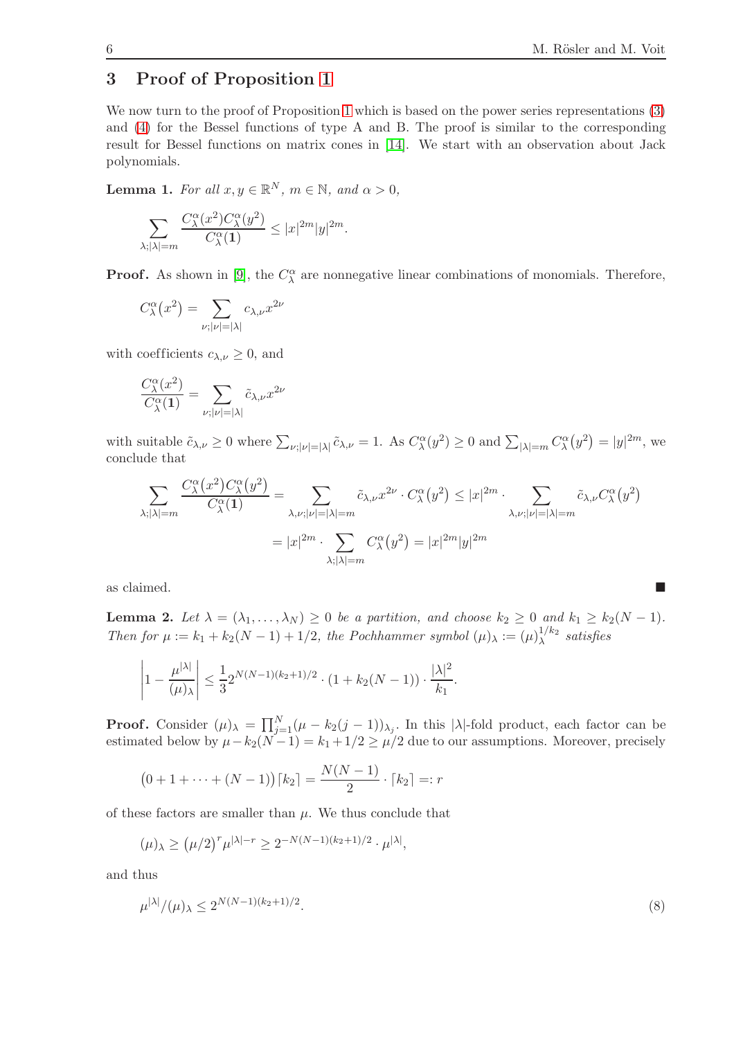## 3 Proof of Proposition 1

We now turn to the proof of Proposition 1 which is based on the power series representations (3) and (4) for the Bessel functions of type A and B. The proof is similar to the corresponding result for Bessel functions on matrix cones in [14]. We start with an observation about Jack polynomials.

**Lemma 1.** *For all $x, y \in \mathbb{R}^N$, $m \in \mathbb{N}$, and $\alpha > 0$,*

$$\sum_{\lambda;|\lambda|=m} \frac{C_\lambda^\alpha(x^2) C_\lambda^\alpha(y^2)}{C_\lambda^\alpha(\mathbf{1})} \le |x|^{2m}|y|^{2m}.$$

**Proof.** As shown in [9], the $C_\lambda^\alpha$ are nonnegative linear combinations of monomials. Therefore,

$$C_\lambda^\alpha(x^2) = \sum_{\nu;|\nu|=|\lambda|} c_{\lambda,\nu} x^{2\nu}$$

with coefficients $c_{\lambda,\nu} \ge 0$, and

$$\frac{C_\lambda^\alpha(x^2)}{C_\lambda^\alpha(\mathbf{1})} = \sum_{\nu;|\nu|=|\lambda|} \tilde{c}_{\lambda,\nu} x^{2\nu}$$

with suitable $\tilde{c}_{\lambda,\nu} \ge 0$ where $\sum_{\nu;|\nu|=|\lambda|} \tilde{c}_{\lambda,\nu} = 1$. As $C_\lambda^\alpha(y^2) \ge 0$ and $\sum_{|\lambda|=m} C_\lambda^\alpha(y^2) = |y|^{2m}$, we conclude that

$$\sum_{\lambda;|\lambda|=m} \frac{C_\lambda^\alpha(x^2) C_\lambda^\alpha(y^2)}{C_\lambda^\alpha(\mathbf{1})} = \sum_{\lambda,\nu;|\nu|=|\lambda|=m} \tilde{c}_{\lambda,\nu} x^{2\nu} \cdot C_\lambda^\alpha(y^2) \le |x|^{2m} \cdot \sum_{\lambda,\nu;|\nu|=|\lambda|=m} \tilde{c}_{\lambda,\nu} C_\lambda^\alpha(y^2)$$

$$= |x|^{2m} \cdot \sum_{\lambda;|\lambda|=m} C_\lambda^\alpha(y^2) = |x|^{2m}|y|^{2m}$$

as claimed. ∎

**Lemma 2.** *Let $\lambda = (\lambda_1, \ldots, \lambda_N) \ge 0$ be a partition, and choose $k_2 \ge 0$ and $k_1 \ge k_2(N-1)$. Then for $\mu := k_1 + k_2(N-1) + 1/2$, the Pochhammer symbol $(\mu)_\lambda := (\mu)_\lambda^{1/k_2}$ satisfies*

$$\left|1 - \frac{\mu^{|\lambda|}}{(\mu)_\lambda}\right| \le \frac{1}{3} 2^{N(N-1)(k_2+1)/2} \cdot (1 + k_2(N-1)) \cdot \frac{|\lambda|^2}{k_1}.$$

**Proof.** Consider $(\mu)_\lambda = \prod_{j=1}^N (\mu - k_2(j-1))_{\lambda_j}$. In this $|\lambda|$-fold product, each factor can be estimated below by $\mu - k_2(N-1) = k_1 + 1/2 \ge \mu/2$ due to our assumptions. Moreover, precisely

$$\big(0 + 1 + \cdots + (N-1)\big)\lceil k_2 \rceil = \frac{N(N-1)}{2} \cdot \lceil k_2 \rceil =: r$$

of these factors are smaller than $\mu$. We thus conclude that

$$(\mu)_\lambda \ge (\mu/2)^r \mu^{|\lambda|-r} \ge 2^{-N(N-1)(k_2+1)/2} \cdot \mu^{|\lambda|},$$

and thus

$$\mu^{|\lambda|}/(\mu)_\lambda \le 2^{N(N-1)(k_2+1)/2}. \tag{8}$$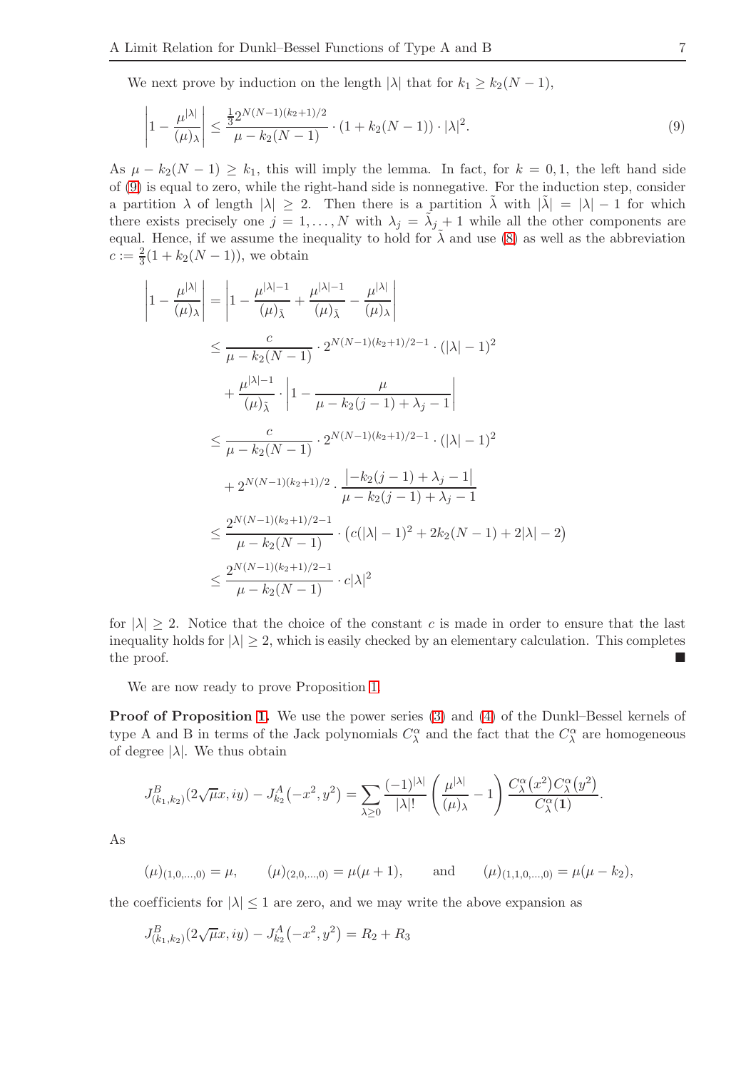We next prove by induction on the length $|\lambda|$ that for $k_1 \geq k_2(N-1)$,

$$\left|1 - \frac{\mu^{|\lambda|}}{(\mu)_\lambda}\right| \leq \frac{\frac{1}{3}2^{N(N-1)(k_2+1)/2}}{\mu - k_2(N-1)} \cdot (1 + k_2(N-1)) \cdot |\lambda|^2. \tag{9}$$

As $\mu - k_2(N-1) \geq k_1$, this will imply the lemma. In fact, for $k = 0, 1$, the left hand side of (9) is equal to zero, while the right-hand side is nonnegative. For the induction step, consider a partition $\lambda$ of length $|\lambda| \geq 2$. Then there is a partition $\tilde{\lambda}$ with $|\tilde{\lambda}| = |\lambda| - 1$ for which there exists precisely one $j = 1, \ldots, N$ with $\lambda_j = \tilde{\lambda}_j + 1$ while all the other components are equal. Hence, if we assume the inequality to hold for $\tilde{\lambda}$ and use (8) as well as the abbreviation $c := \frac{2}{3}(1 + k_2(N-1))$, we obtain

$$\begin{aligned}
\left|1 - \frac{\mu^{|\lambda|}}{(\mu)_\lambda}\right| &= \left|1 - \frac{\mu^{|\lambda|-1}}{(\mu)_{\tilde{\lambda}}} + \frac{\mu^{|\lambda|-1}}{(\mu)_{\tilde{\lambda}}} - \frac{\mu^{|\lambda|}}{(\mu)_\lambda}\right| \\
&\leq \frac{c}{\mu - k_2(N-1)} \cdot 2^{N(N-1)(k_2+1)/2-1} \cdot (|\lambda| - 1)^2 \\
&\quad + \frac{\mu^{|\lambda|-1}}{(\mu)_{\tilde{\lambda}}} \cdot \left|1 - \frac{\mu}{\mu - k_2(j-1) + \lambda_j - 1}\right| \\
&\leq \frac{c}{\mu - k_2(N-1)} \cdot 2^{N(N-1)(k_2+1)/2-1} \cdot (|\lambda| - 1)^2 \\
&\quad + 2^{N(N-1)(k_2+1)/2} \cdot \frac{\left|-k_2(j-1) + \lambda_j - 1\right|}{\mu - k_2(j-1) + \lambda_j - 1} \\
&\leq \frac{2^{N(N-1)(k_2+1)/2-1}}{\mu - k_2(N-1)} \cdot \left(c(|\lambda| - 1)^2 + 2k_2(N-1) + 2|\lambda| - 2\right) \\
&\leq \frac{2^{N(N-1)(k_2+1)/2-1}}{\mu - k_2(N-1)} \cdot c|\lambda|^2
\end{aligned}$$

for $|\lambda| \geq 2$. Notice that the choice of the constant $c$ is made in order to ensure that the last inequality holds for $|\lambda| \geq 2$, which is easily checked by an elementary calculation. This completes the proof. ∎

We are now ready to prove Proposition 1.

**Proof of Proposition 1.** We use the power series (3) and (4) of the Dunkl–Bessel kernels of type A and B in terms of the Jack polynomials $C_\lambda^\alpha$ and the fact that the $C_\lambda^\alpha$ are homogeneous of degree $|\lambda|$. We thus obtain

$$J^B_{(k_1,k_2)}(2\sqrt{\mu}x, iy) - J^A_{k_2}(-x^2, y^2) = \sum_{\lambda \geq 0} \frac{(-1)^{|\lambda|}}{|\lambda|!} \left(\frac{\mu^{|\lambda|}}{(\mu)_\lambda} - 1\right) \frac{C_\lambda^\alpha(x^2) C_\lambda^\alpha(y^2)}{C_\lambda^\alpha(\mathbf{1})}.$$

As

$$(\mu)_{(1,0,\ldots,0)} = \mu, \qquad (\mu)_{(2,0,\ldots,0)} = \mu(\mu+1), \qquad \text{and} \qquad (\mu)_{(1,1,0,\ldots,0)} = \mu(\mu - k_2),$$

the coefficients for $|\lambda| \leq 1$ are zero, and we may write the above expansion as

$$J^B_{(k_1,k_2)}(2\sqrt{\mu}x, iy) - J^A_{k_2}(-x^2, y^2) = R_2 + R_3$$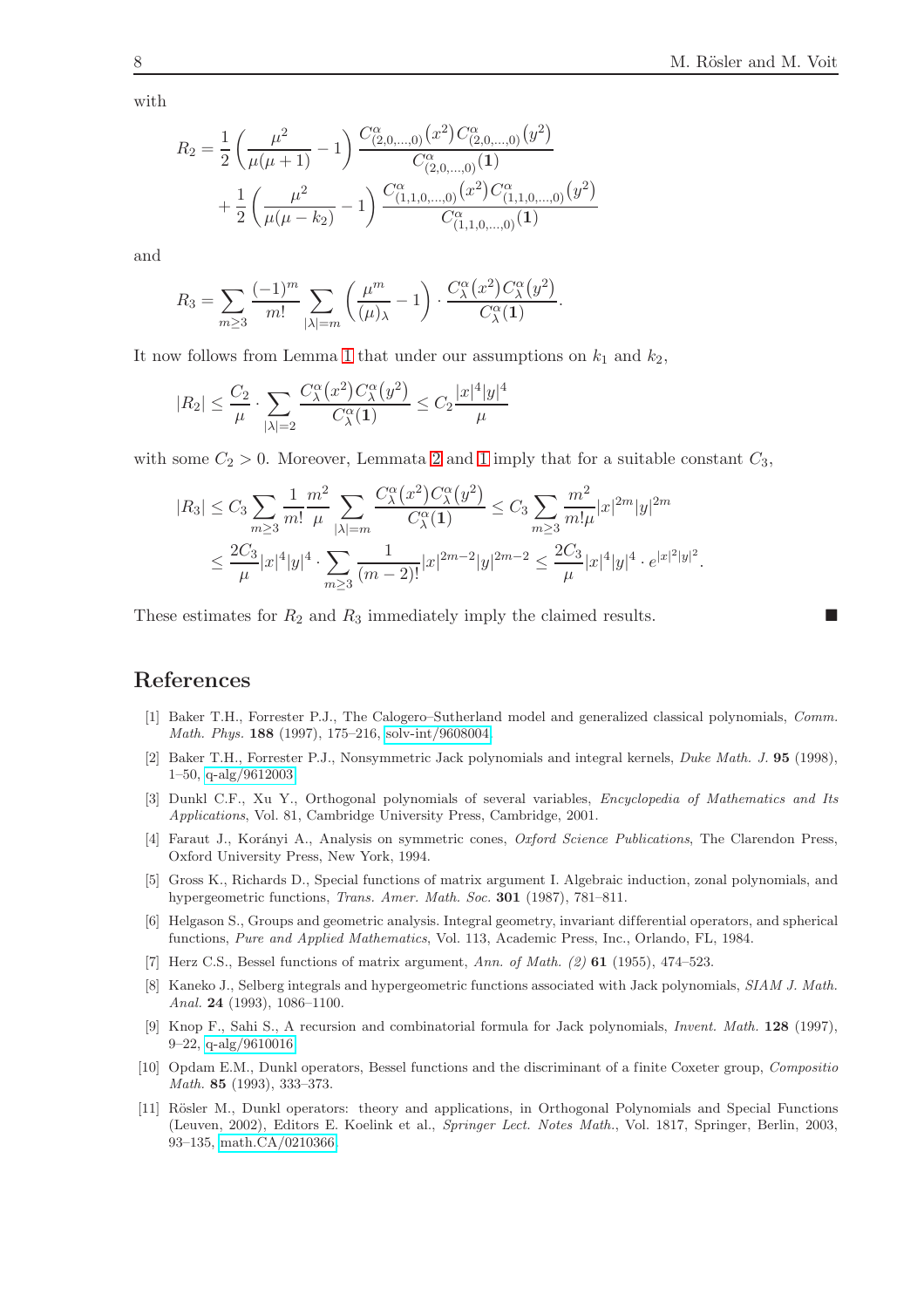with

$$R_2 = \frac{1}{2}\left(\frac{\mu^2}{\mu(\mu+1)} - 1\right)\frac{C^\alpha_{(2,0,\dots,0)}(x^2)\,C^\alpha_{(2,0,\dots,0)}(y^2)}{C^\alpha_{(2,0,\dots,0)}(\mathbf{1})} + \frac{1}{2}\left(\frac{\mu^2}{\mu(\mu-k_2)} - 1\right)\frac{C^\alpha_{(1,1,0,\dots,0)}(x^2)\,C^\alpha_{(1,1,0,\dots,0)}(y^2)}{C^\alpha_{(1,1,0,\dots,0)}(\mathbf{1})}$$

and

$$R_3 = \sum_{m\geq 3}\frac{(-1)^m}{m!}\sum_{|\lambda|=m}\left(\frac{\mu^m}{(\mu)_\lambda} - 1\right)\cdot\frac{C^\alpha_\lambda(x^2)C^\alpha_\lambda(y^2)}{C^\alpha_\lambda(\mathbf{1})}.$$

It now follows from Lemma 1 that under our assumptions on $k_1$ and $k_2$,

$$|R_2| \leq \frac{C_2}{\mu}\cdot\sum_{|\lambda|=2}\frac{C^\alpha_\lambda(x^2)C^\alpha_\lambda(y^2)}{C^\alpha_\lambda(\mathbf{1})} \leq C_2\frac{|x|^4|y|^4}{\mu}$$

with some $C_2 > 0$. Moreover, Lemmata 2 and 1 imply that for a suitable constant $C_3$,

$$|R_3| \leq C_3\sum_{m\geq 3}\frac{1}{m!}\frac{m^2}{\mu}\sum_{|\lambda|=m}\frac{C^\alpha_\lambda(x^2)C^\alpha_\lambda(y^2)}{C^\alpha_\lambda(\mathbf{1})} \leq C_3\sum_{m\geq 3}\frac{m^2}{m!\mu}|x|^{2m}|y|^{2m}$$
$$\leq \frac{2C_3}{\mu}|x|^4|y|^4\cdot\sum_{m\geq 3}\frac{1}{(m-2)!}|x|^{2m-2}|y|^{2m-2} \leq \frac{2C_3}{\mu}|x|^4|y|^4\cdot e^{|x|^2|y|^2}.$$

These estimates for $R_2$ and $R_3$ immediately imply the claimed results. ■

## References

[1] Baker T.H., Forrester P.J., The Calogero–Sutherland model and generalized classical polynomials, *Comm. Math. Phys.* **188** (1997), 175–216, solv-int/9608004.

[2] Baker T.H., Forrester P.J., Nonsymmetric Jack polynomials and integral kernels, *Duke Math. J.* **95** (1998), 1–50, q-alg/9612003.

[3] Dunkl C.F., Xu Y., Orthogonal polynomials of several variables, *Encyclopedia of Mathematics and Its Applications*, Vol. 81, Cambridge University Press, Cambridge, 2001.

[4] Faraut J., Korányi A., Analysis on symmetric cones, *Oxford Science Publications*, The Clarendon Press, Oxford University Press, New York, 1994.

[5] Gross K., Richards D., Special functions of matrix argument I. Algebraic induction, zonal polynomials, and hypergeometric functions, *Trans. Amer. Math. Soc.* **301** (1987), 781–811.

[6] Helgason S., Groups and geometric analysis. Integral geometry, invariant differential operators, and spherical functions, *Pure and Applied Mathematics*, Vol. 113, Academic Press, Inc., Orlando, FL, 1984.

[7] Herz C.S., Bessel functions of matrix argument, *Ann. of Math. (2)* **61** (1955), 474–523.

[8] Kaneko J., Selberg integrals and hypergeometric functions associated with Jack polynomials, *SIAM J. Math. Anal.* **24** (1993), 1086–1100.

[9] Knop F., Sahi S., A recursion and combinatorial formula for Jack polynomials, *Invent. Math.* **128** (1997), 9–22, q-alg/9610016.

[10] Opdam E.M., Dunkl operators, Bessel functions and the discriminant of a finite Coxeter group, *Compositio Math.* **85** (1993), 333–373.

[11] Rösler M., Dunkl operators: theory and applications, in Orthogonal Polynomials and Special Functions (Leuven, 2002), Editors E. Koelink et al., *Springer Lect. Notes Math.*, Vol. 1817, Springer, Berlin, 2003, 93–135, math.CA/0210366.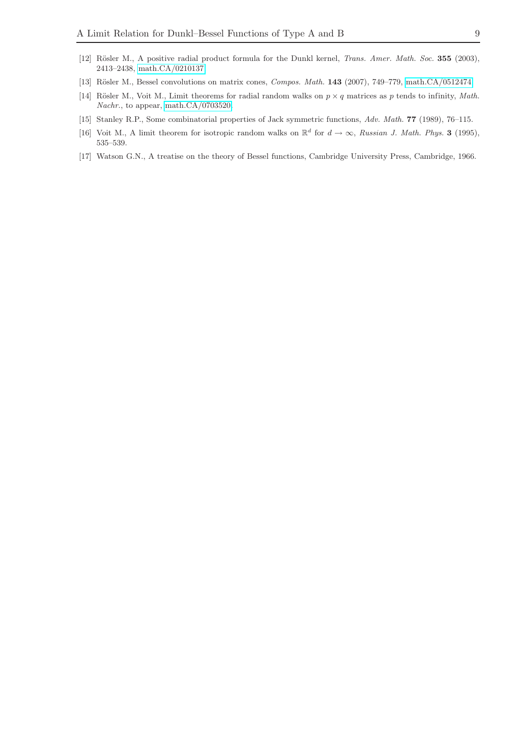[12] Rösler M., A positive radial product formula for the Dunkl kernel, *Trans. Amer. Math. Soc.* **355** (2003), 2413–2438, math.CA/0210137.

[13] Rösler M., Bessel convolutions on matrix cones, *Compos. Math.* **143** (2007), 749–779, math.CA/0512474.

[14] Rösler M., Voit M., Limit theorems for radial random walks on $p \times q$ matrices as $p$ tends to infinity, *Math. Nachr.*, to appear, math.CA/0703520.

[15] Stanley R.P., Some combinatorial properties of Jack symmetric functions, *Adv. Math.* **77** (1989), 76–115.

[16] Voit M., A limit theorem for isotropic random walks on $\mathbb{R}^d$ for $d \to \infty$, *Russian J. Math. Phys.* **3** (1995), 535–539.

[17] Watson G.N., A treatise on the theory of Bessel functions, Cambridge University Press, Cambridge, 1966.